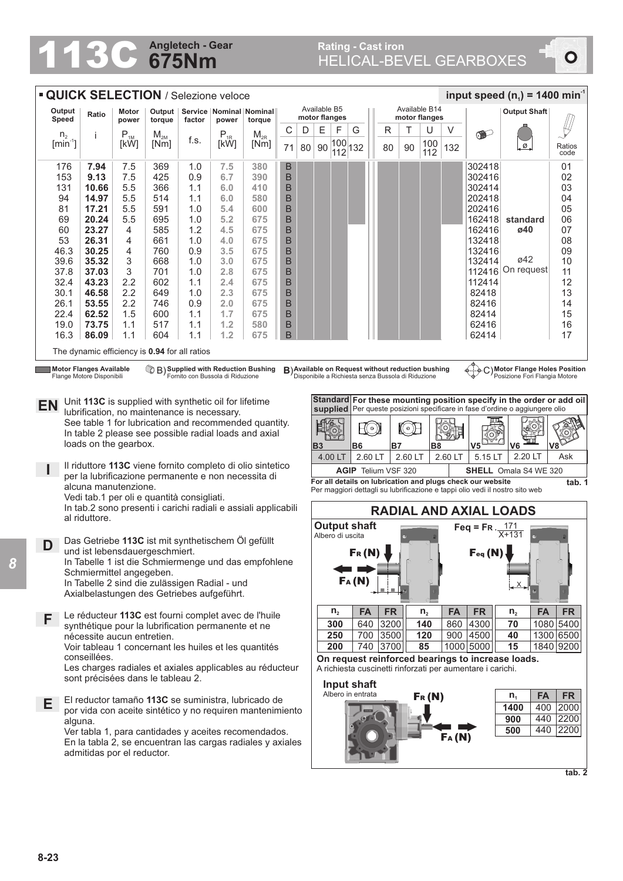# 113C Angletech - Gear 675Nm

**Rating - Cast iron**
HELICAL-BEVEL GEARBOXES

## QUICK SELECTION / Selezione veloce

**input speed ($n_1$) = 1400 min$^{-1}$**

| Output Speed $n_2$ [min$^{-1}$] | Ratio i | Motor power $P_{1M}$ [kW] | Output torque $M_{2M}$ [Nm] | Service factor f.s. | Nominal power $P_{1R}$ [kW] | Nominal torque $M_{2R}$ [Nm] | B5 C 71 | B5 D 80 | B5 E 90 | B5 F 100/112 | B5 G 132 | B14 R 80 | B14 T 90 | B14 U 100/112 | B14 V 132 | | Output Shaft | Ratios code |
|---|---|---|---|---|---|---|---|---|---|---|---|---|---|---|---|---|---|---|
| 176 | **7.94** | 7.5 | 369 | 1.0 | 7.5 | 380 | B | | | | | | | | | 302418 | | 01 |
| 153 | **9.13** | 7.5 | 425 | 0.9 | 6.7 | 390 | B | | | | | | | | | 302416 | | 02 |
| 131 | **10.66** | 5.5 | 366 | 1.1 | 6.0 | 410 | B | | | | | | | | | 302414 | | 03 |
| 94 | **14.97** | 5.5 | 514 | 1.1 | 6.0 | 580 | B | | | | | | | | | 202418 | | 04 |
| 81 | **17.21** | 5.5 | 591 | 1.0 | 5.4 | 600 | B | | | | | | | | | 202416 | | 05 |
| 69 | **20.24** | 5.5 | 695 | 1.0 | 5.2 | 675 | B | | | | | | | | | 162418 | standard | 06 |
| 60 | **23.27** | 4 | 585 | 1.2 | 4.5 | 675 | B | | | | | | | | | 162416 | ø40 | 07 |
| 53 | **26.31** | 4 | 661 | 1.0 | 4.0 | 675 | B | | | | | | | | | 132418 | | 08 |
| 46.3 | **30.25** | 4 | 760 | 0.9 | 3.5 | 675 | B | | | | | | | | | 132416 | | 09 |
| 39.6 | **35.32** | 3 | 668 | 1.0 | 3.0 | 675 | B | | | | | | | | | 132414 | ø42 | 10 |
| 37.8 | **37.03** | 3 | 701 | 1.0 | 2.8 | 675 | B | | | | | | | | | 112416 | On request | 11 |
| 32.4 | **43.23** | 2.2 | 602 | 1.1 | 2.4 | 675 | B | | | | | | | | | 112414 | | 12 |
| 30.1 | **46.58** | 2.2 | 649 | 1.0 | 2.3 | 675 | B | | | | | | | | | 82418 | | 13 |
| 26.1 | **53.55** | 2.2 | 746 | 0.9 | 2.0 | 675 | B | | | | | | | | | 82416 | | 14 |
| 22.4 | **62.52** | 1.5 | 600 | 1.1 | 1.7 | 675 | B | | | | | | | | | 82414 | | 15 |
| 19.0 | **73.75** | 1.1 | 517 | 1.1 | 1.2 | 580 | B | | | | | | | | | 62416 | | 16 |
| 16.3 | **86.09** | 1.1 | 604 | 1.1 | 1.2 | 675 | B | | | | | | | | | 62414 | | 17 |

The dynamic efficiency is **0.94** for all ratios

**Motor Flanges Available** / Flange Motore Disponibili — B) **Supplied with Reduction Bushing** / Fornito con Bussola di Riduzione — B) **Available on Request without reduction bushing** / Disponibile a Richiesta senza Bussola di Riduzione — C) **Motor Flange Holes Position** / Posizione Fori Flangia Motore

**EN** Unit **113C** is supplied with synthetic oil for lifetime lubrification, no maintenance is necessary.
See table 1 for lubrication and recommended quantity.
In table 2 please see possible radial loads and axial loads on the gearbox.

**I** Il riduttore **113C** viene fornito completo di olio sintetico per la lubrificazione permanente e non necessita di alcuna manutenzione.
Vedi tab.1 per oli e quantità consigliati.
In tab.2 sono presenti i carichi radiali e assiali applicabili al riduttore.

**D** Das Getriebe **113C** ist mit synthetischem Öl gefüllt und ist lebensdauergeschmiert.
In Tabelle 1 ist die Schmiermenge und das empfohlene Schmiermittel angegeben.
In Tabelle 2 sind die zulässigen Radial - und Axialbelastungen des Getriebes aufgeführt.

**F** Le réducteur **113C** est fourni complet avec de l'huile synthétique pour la lubrification permanente et ne nécessite aucun entretien.
Voir tableau 1 concernant les huiles et les quantités conseillées.
Les charges radiales et axiales applicables au réducteur sont précisées dans le tableau 2.

**E** El reductor tamaño **113C** se suministra, lubricado de por vida con aceite sintético y no requiren mantenimiento alguna.
Ver tabla 1, para cantidades y aceites recomendados.
En la tabla 2, se encuentran las cargas radiales y axiales admitidas por el reductor.

| **Standard supplied** | **For these mounting position specify in the order or add oil** / Per queste posizioni specificare in fase d'ordine o aggiungere olio | | | | | |
|---|---|---|---|---|---|---|
| B3 | B6 | B7 | B8 | V5 | V6 | V8 |
| 4.00 LT | 2.60 LT | 2.60 LT | 2.60 LT | 5.15 LT | 2.20 LT | Ask |
| **AGIP** Telium VSF 320 | | | | **SHELL** Omala S4 WE 320 | | |

**For all details on lubrication and plugs check our website**
Per maggiori dettagli su lubrificazione e tappi olio vedi il nostro sito web

**tab. 1**

## RADIAL AND AXIAL LOADS

**Output shaft**
Albero di uscita

$$F_{eq} = F_R \cdot \frac{171}{X+131}$$

| $n_2$ | FA | FR | $n_2$ | FA | FR | $n_2$ | FA | FR |
|---|---|---|---|---|---|---|---|---|
| **300** | 640 | 3200 | **140** | 860 | 4300 | **70** | 1080 | 5400 |
| **250** | 700 | 3500 | **120** | 900 | 4500 | **40** | 1300 | 6500 |
| **200** | 740 | 3700 | **85** | 1000 | 5000 | **15** | 1840 | 9200 |

**On request reinforced bearings to increase loads.**
A richiesta cuscinetti rinforzati per aumentare i carichi.

**Input shaft**
Albero in entrata

| $n_1$ | FA | FR |
|---|---|---|
| **1400** | 400 | 2000 |
| **900** | 440 | 2200 |
| **500** | 440 | 2200 |

**tab. 2**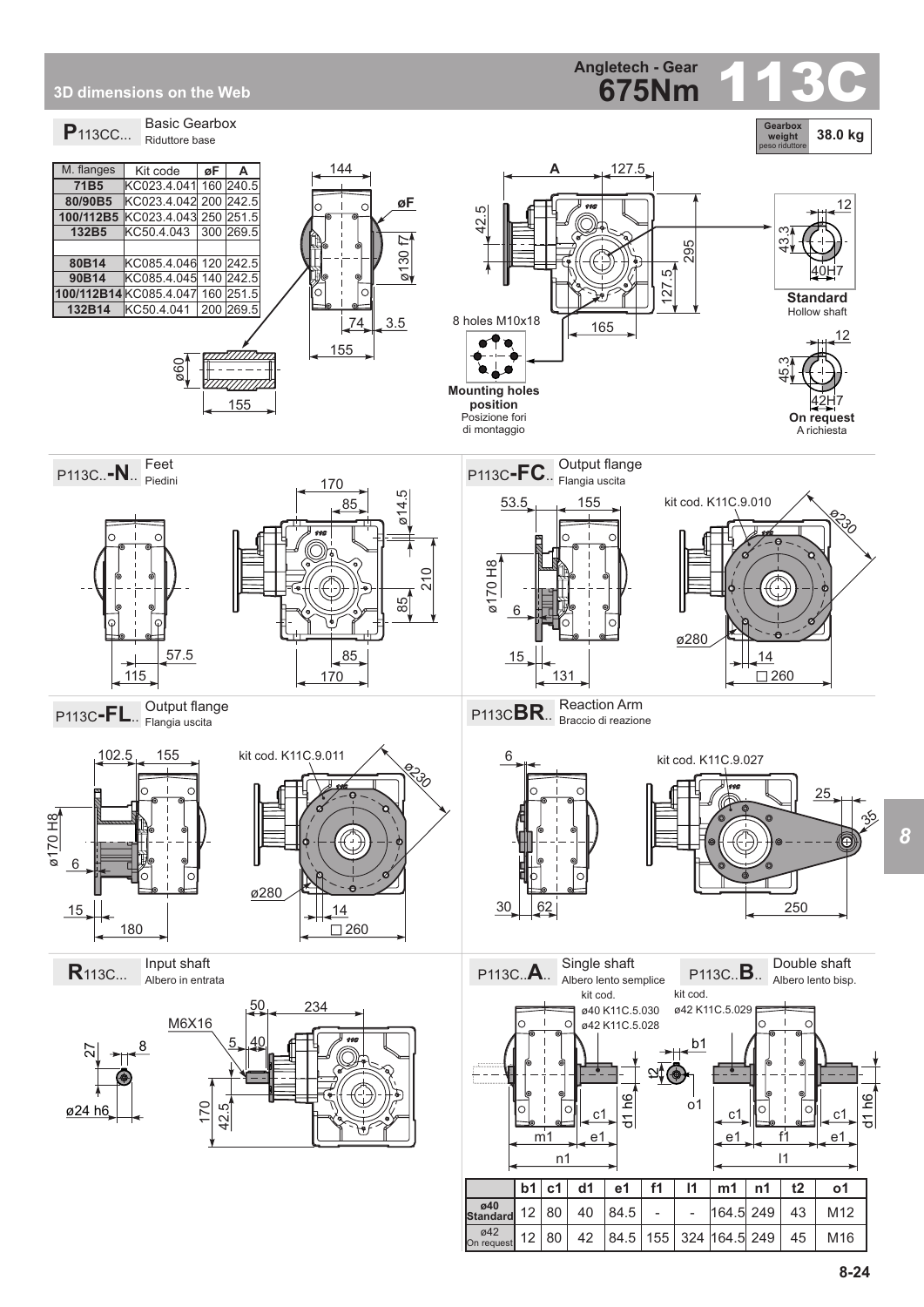# Angletech - Gear 675Nm 113C

3D dimensions on the Web

## P113CC... Basic Gearbox
Riduttore base

Gearbox weight / peso riduttore: **38.0 kg**

| M. flanges | Kit code | øF | A |
|---|---|---|---|
| 71B5 | KC023.4.041 | 160 | 240.5 |
| 80/90B5 | KC023.4.042 | 200 | 242.5 |
| 100/112B5 | KC023.4.043 | 250 | 251.5 |
| 132B5 | KC50.4.043 | 300 | 269.5 |
| | | | |
| 80B14 | KC085.4.046 | 120 | 242.5 |
| 90B14 | KC085.4.045 | 140 | 242.5 |
| 100/112B14 | KC085.4.047 | 160 | 251.5 |
| 132B14 | KC50.4.041 | 200 | 269.5 |

144
øF
ø130 f7
74
3.5
155
ø60
155
A
127.5
42.5
295
127.5
165
8 holes M10x18

**Mounting holes position**
Posizione fori di montaggio

12
43.3
40H7
**Standard**
Hollow shaft

12
45.3
42H7
**On request**
A richiesta

## P113C..-N.. Feet
Piedini

170
85
ø14.5
210
85
57.5
115
85
170

## P113C-FC.. Output flange
Flangia uscita

53.5
155
kit cod. K11C.9.010
ø230
ø170 H8
6
ø280
15
131
14
□260

## P113C-FL.. Output flange
Flangia uscita

102.5
155
kit cod. K11C.9.011
ø230
ø170 H8
6
ø280
15
180
14
□260

## P113CBR.. Reaction Arm
Braccio di reazione

6
kit cod. K11C.9.027
25
35
30
62
250

## R113C... Input shaft
Albero in entrata

50
234
M6X16
27
8
5
40
ø24 h6
170
42.5

## P113C..A.. Single shaft
Albero lento semplice

kit cod.
ø40 K11C.5.030
ø42 K11C.5.028

## P113C..B.. Double shaft
Albero lento bisp.

kit cod.
ø42 K11C.5.029

| | b1 | c1 | d1 | e1 | f1 | l1 | m1 | n1 | t2 | o1 |
|---|---|---|---|---|---|---|---|---|---|---|
| ø40 Standard | 12 | 80 | 40 | 84.5 | - | - | 164.5 | 249 | 43 | M12 |
| ø42 On request | 12 | 80 | 42 | 84.5 | 155 | 324 | 164.5 | 249 | 45 | M16 |